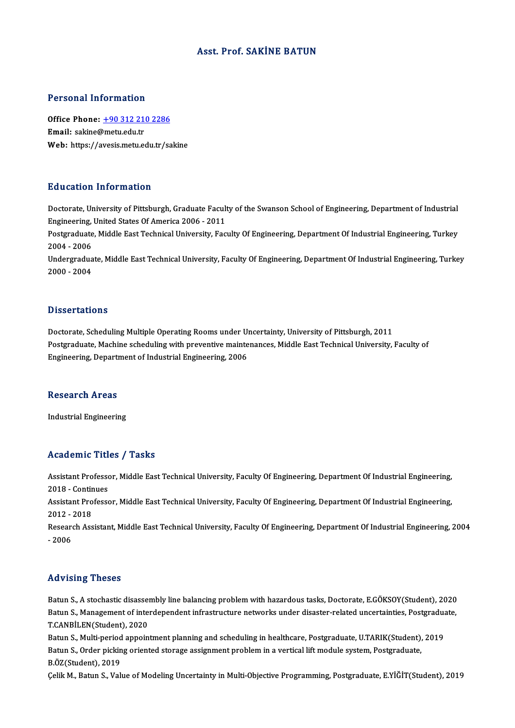# Asst. Prof. SAKİNE BATUN

## Personal Information

**Office Phone:** +90 312 210 2286
**Email:** sakine@metu.edu.tr
**Web:** https://avesis.metu.edu.tr/sakine

## Education Information

Doctorate, University of Pittsburgh, Graduate Faculty of the Swanson School of Engineering, Department of Industrial Engineering, United States Of America 2006 - 2011

Postgraduate, Middle East Technical University, Faculty Of Engineering, Department Of Industrial Engineering, Turkey 2004 - 2006

Undergraduate, Middle East Technical University, Faculty Of Engineering, Department Of Industrial Engineering, Turkey 2000 - 2004

## Dissertations

Doctorate, Scheduling Multiple Operating Rooms under Uncertainty, University of Pittsburgh, 2011

Postgraduate, Machine scheduling with preventive maintenances, Middle East Technical University, Faculty of Engineering, Department of Industrial Engineering, 2006

## Research Areas

Industrial Engineering

## Academic Titles / Tasks

Assistant Professor, Middle East Technical University, Faculty Of Engineering, Department Of Industrial Engineering, 2018 - Continues

Assistant Professor, Middle East Technical University, Faculty Of Engineering, Department Of Industrial Engineering, 2012 - 2018

Research Assistant, Middle East Technical University, Faculty Of Engineering, Department Of Industrial Engineering, 2004 - 2006

## Advising Theses

Batun S., A stochastic disassembly line balancing problem with hazardous tasks, Doctorate, E.GÖKSOY(Student), 2020

Batun S., Management of interdependent infrastructure networks under disaster-related uncertainties, Postgraduate, T.CANBİLEN(Student), 2020

Batun S., Multi-period appointment planning and scheduling in healthcare, Postgraduate, U.TARIK(Student), 2019

Batun S., Order picking oriented storage assignment problem in a vertical lift module system, Postgraduate, B.ÖZ(Student), 2019

Çelik M., Batun S., Value of Modeling Uncertainty in Multi-Objective Programming, Postgraduate, E.YİĞİT(Student), 2019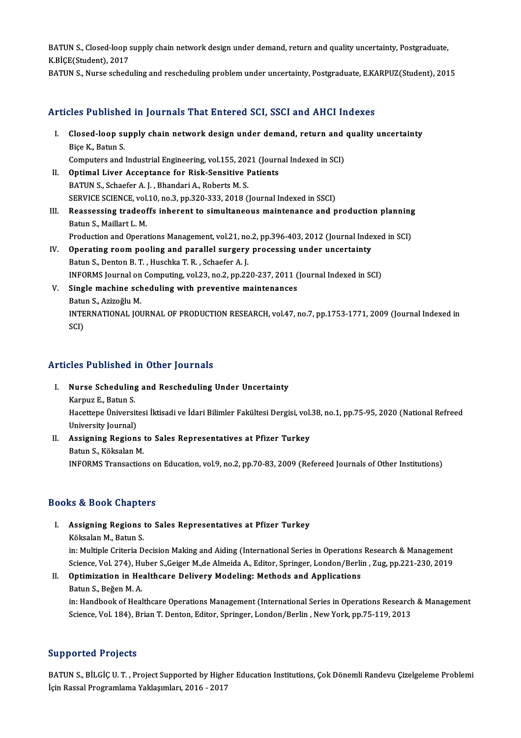BATUN S., Closed-loop supply chain network design under demand, return and quality uncertainty, Postgraduate, K.BİÇE(Student), 2017

BATUN S., Nurse scheduling and rescheduling problem under uncertainty, Postgraduate, E.KARPUZ(Student), 2015

## Articles Published in Journals That Entered SCI, SSCI and AHCI Indexes

I. **Closed-loop supply chain network design under demand, return and quality uncertainty**
   Biçe K., Batun S.
   Computers and Industrial Engineering, vol.155, 2021 (Journal Indexed in SCI)
II. **Optimal Liver Acceptance for Risk-Sensitive Patients**
   BATUN S., Schaefer A. J. , Bhandari A., Roberts M. S.
   SERVICE SCIENCE, vol.10, no.3, pp.320-333, 2018 (Journal Indexed in SSCI)
III. **Reassessing tradeoffs inherent to simultaneous maintenance and production planning**
   Batun S., Maillart L. M.
   Production and Operations Management, vol.21, no.2, pp.396-403, 2012 (Journal Indexed in SCI)
IV. **Operating room pooling and parallel surgery processing under uncertainty**
   Batun S., Denton B. T. , Huschka T. R. , Schaefer A. J.
   INFORMS Journal on Computing, vol.23, no.2, pp.220-237, 2011 (Journal Indexed in SCI)
V. **Single machine scheduling with preventive maintenances**
   Batun S., Azizoğlu M.
   INTERNATIONAL JOURNAL OF PRODUCTION RESEARCH, vol.47, no.7, pp.1753-1771, 2009 (Journal Indexed in SCI)

## Articles Published in Other Journals

I. **Nurse Scheduling and Rescheduling Under Uncertainty**
   Karpuz E., Batun S.
   Hacettepe Üniversitesi İktisadi ve İdari Bilimler Fakültesi Dergisi, vol.38, no.1, pp.75-95, 2020 (National Refreed University Journal)
II. **Assigning Regions to Sales Representatives at Pfizer Turkey**
   Batun S., Köksalan M.
   INFORMS Transactions on Education, vol.9, no.2, pp.70-83, 2009 (Refereed Journals of Other Institutions)

## Books & Book Chapters

I. **Assigning Regions to Sales Representatives at Pfizer Turkey**
   Köksalan M., Batun S.
   in: Multiple Criteria Decision Making and Aiding (International Series in Operations Research & Management Science, Vol. 274), Huber S.,Geiger M.,de Almeida A., Editor, Springer, London/Berlin , Zug, pp.221-230, 2019
II. **Optimization in Healthcare Delivery Modeling: Methods and Applications**
   Batun S., Beğen M. A.
   in: Handbook of Healthcare Operations Management (International Series in Operations Research & Management Science, Vol. 184), Brian T. Denton, Editor, Springer, London/Berlin , New York, pp.75-119, 2013

## Supported Projects

BATUN S., BİLGİÇ U. T. , Project Supported by Higher Education Institutions, Çok Dönemli Randevu Çizelgeleme Problemi İçin Rassal Programlama Yaklaşımları, 2016 - 2017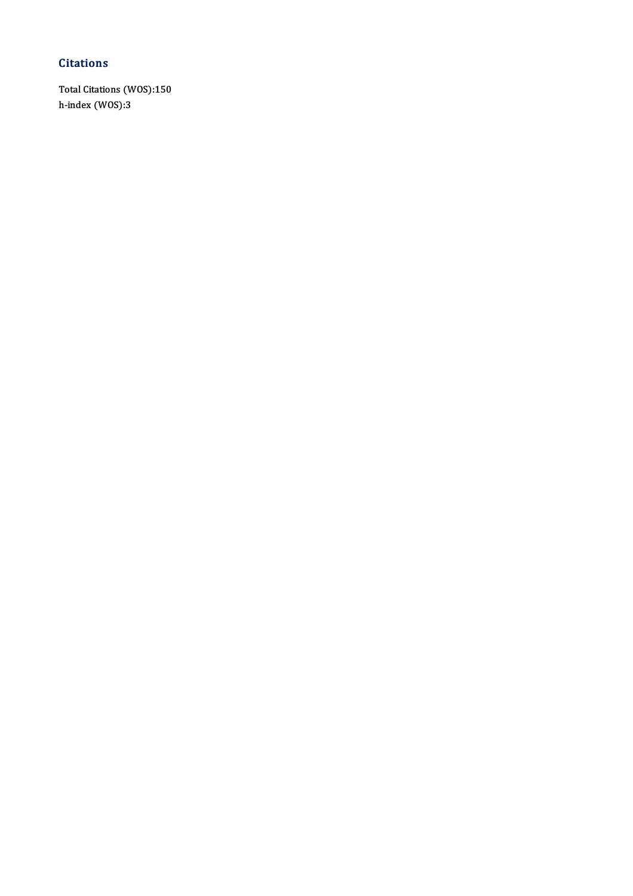## Citations

Total Citations (WOS):150
h-index (WOS):3